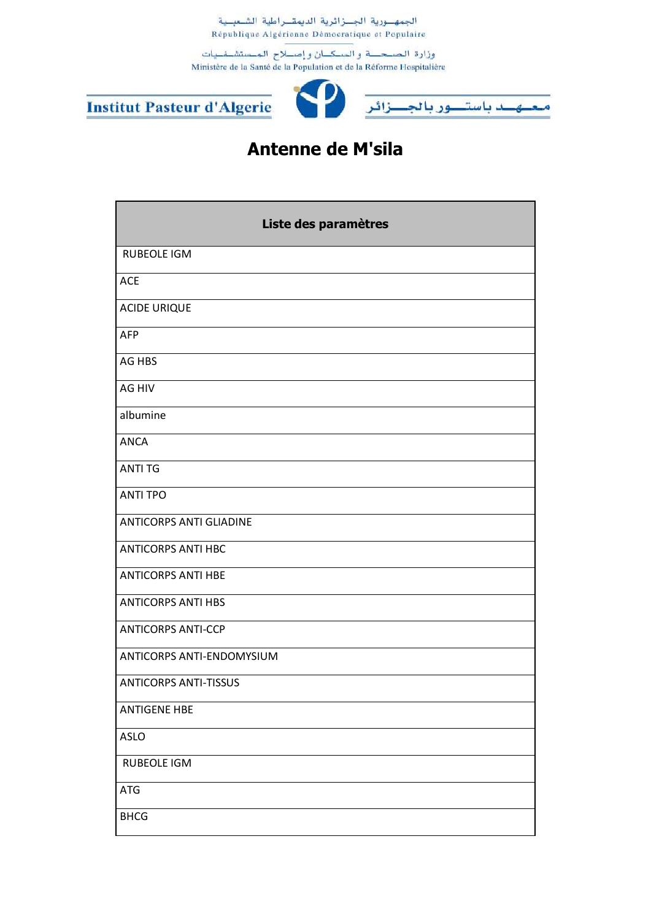الجمهورية الجزائرية الديمقراطية الشعبية

République Algérienne Démocratique et Populaire

وزارة الصحة و السكان وإصلاح المستشفيات

Ministère de la Santé de la Population et de la Réforme Hospitalière

Institut Pasteur d'Algerie

معهد باستور بالجزائر

# Antenne de M'sila

| Liste des paramètres |
|---|
| RUBEOLE IGM |
| ACE |
| ACIDE URIQUE |
| AFP |
| AG HBS |
| AG HIV |
| albumine |
| ANCA |
| ANTI TG |
| ANTI TPO |
| ANTICORPS ANTI GLIADINE |
| ANTICORPS ANTI HBC |
| ANTICORPS ANTI HBE |
| ANTICORPS ANTI HBS |
| ANTICORPS ANTI-CCP |
| ANTICORPS ANTI-ENDOMYSIUM |
| ANTICORPS ANTI-TISSUS |
| ANTIGENE HBE |
| ASLO |
| RUBEOLE IGM |
| ATG |
| BHCG |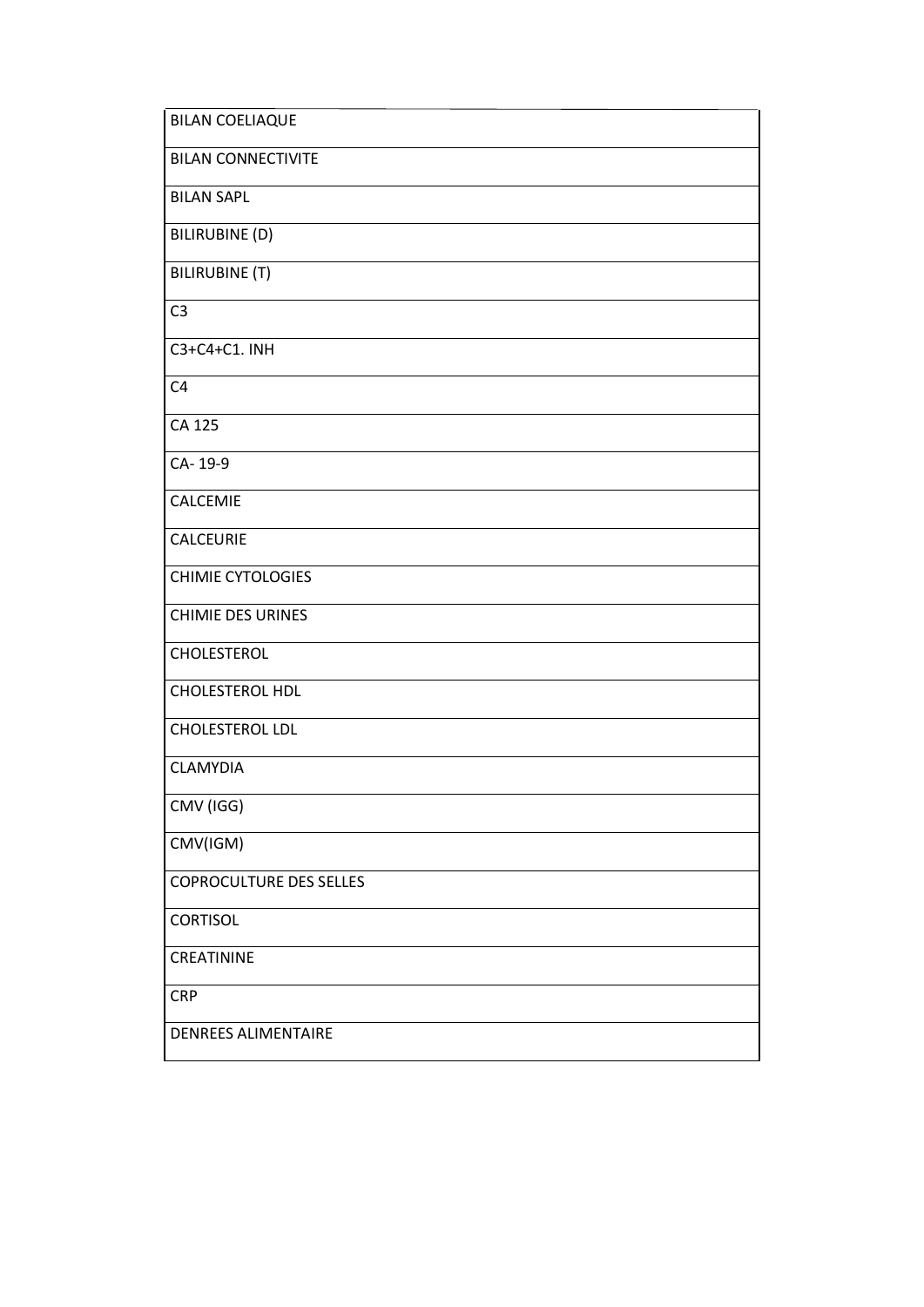| |
|---|
| BILAN COELIAQUE |
| BILAN CONNECTIVITE |
| BILAN SAPL |
| BILIRUBINE (D) |
| BILIRUBINE (T) |
| C3 |
| C3+C4+C1. INH |
| C4 |
| CA 125 |
| CA- 19-9 |
| CALCEMIE |
| CALCEURIE |
| CHIMIE CYTOLOGIES |
| CHIMIE DES URINES |
| CHOLESTEROL |
| CHOLESTEROL HDL |
| CHOLESTEROL LDL |
| CLAMYDIA |
| CMV (IGG) |
| CMV(IGM) |
| COPROCULTURE DES SELLES |
| CORTISOL |
| CREATININE |
| CRP |
| DENREES ALIMENTAIRE |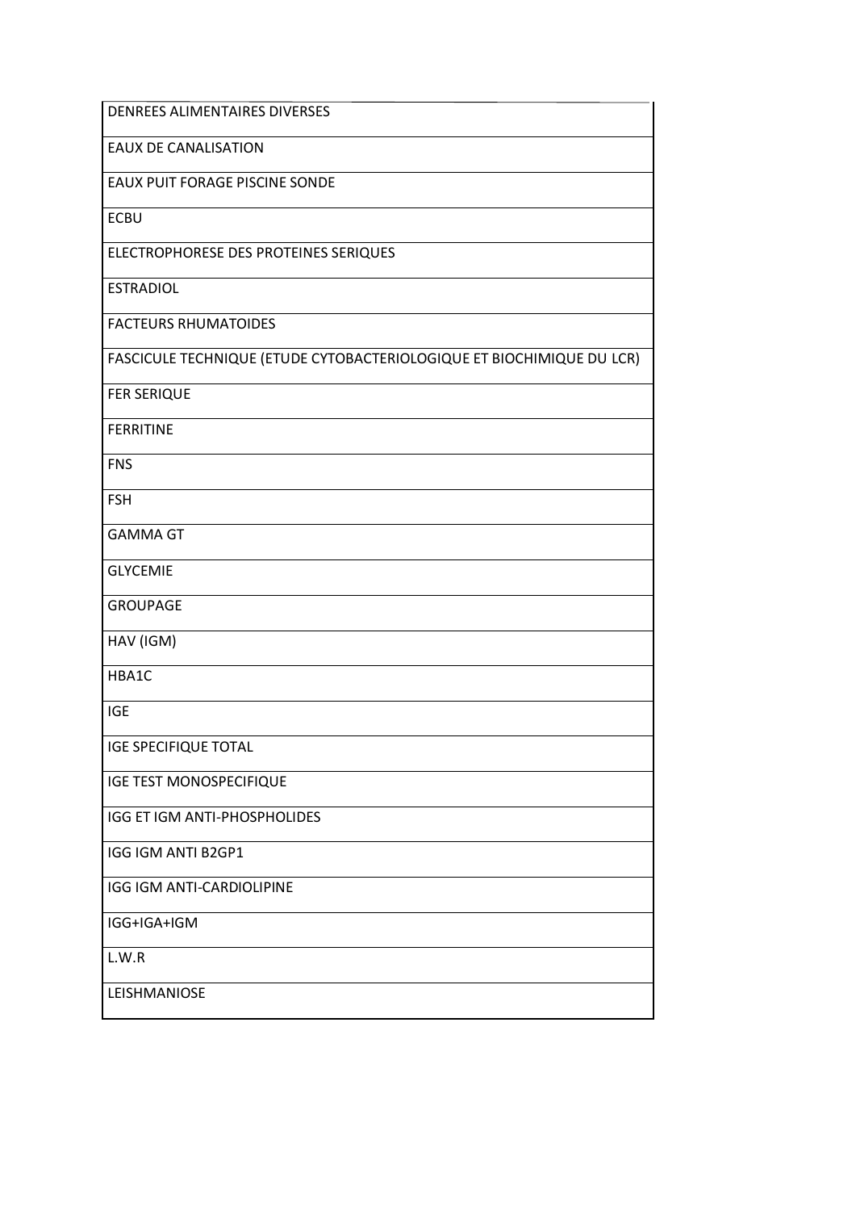| DENREES ALIMENTAIRES DIVERSES |
| --- |
| EAUX DE CANALISATION |
| EAUX PUIT FORAGE PISCINE SONDE |
| ECBU |
| ELECTROPHORESE DES PROTEINES SERIQUES |
| ESTRADIOL |
| FACTEURS RHUMATOIDES |
| FASCICULE TECHNIQUE (ETUDE CYTOBACTERIOLOGIQUE ET BIOCHIMIQUE DU LCR) |
| FER SERIQUE |
| FERRITINE |
| FNS |
| FSH |
| GAMMA GT |
| GLYCEMIE |
| GROUPAGE |
| HAV (IGM) |
| HBA1C |
| IGE |
| IGE SPECIFIQUE TOTAL |
| IGE TEST MONOSPECIFIQUE |
| IGG ET IGM ANTI-PHOSPHOLIDES |
| IGG IGM ANTI B2GP1 |
| IGG IGM ANTI-CARDIOLIPINE |
| IGG+IGA+IGM |
| L.W.R |
| LEISHMANIOSE |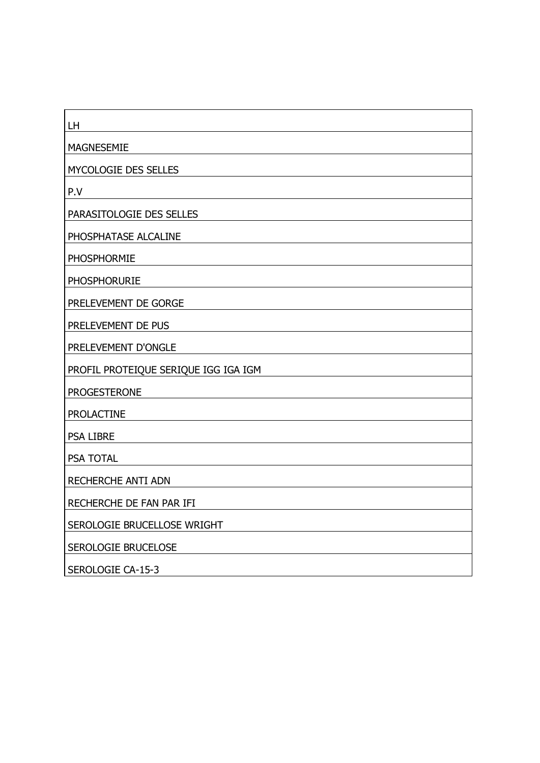| |
|---|
| LH |
| MAGNESEMIE |
| MYCOLOGIE DES SELLES |
| P.V |
| PARASITOLOGIE DES SELLES |
| PHOSPHATASE ALCALINE |
| PHOSPHORMIE |
| PHOSPHORURIE |
| PRELEVEMENT DE GORGE |
| PRELEVEMENT DE PUS |
| PRELEVEMENT D'ONGLE |
| PROFIL PROTEIQUE SERIQUE IGG IGA IGM |
| PROGESTERONE |
| PROLACTINE |
| PSA LIBRE |
| PSA TOTAL |
| RECHERCHE ANTI ADN |
| RECHERCHE DE FAN PAR IFI |
| SEROLOGIE BRUCELLOSE WRIGHT |
| SEROLOGIE BRUCELOSE |
| SEROLOGIE CA-15-3 |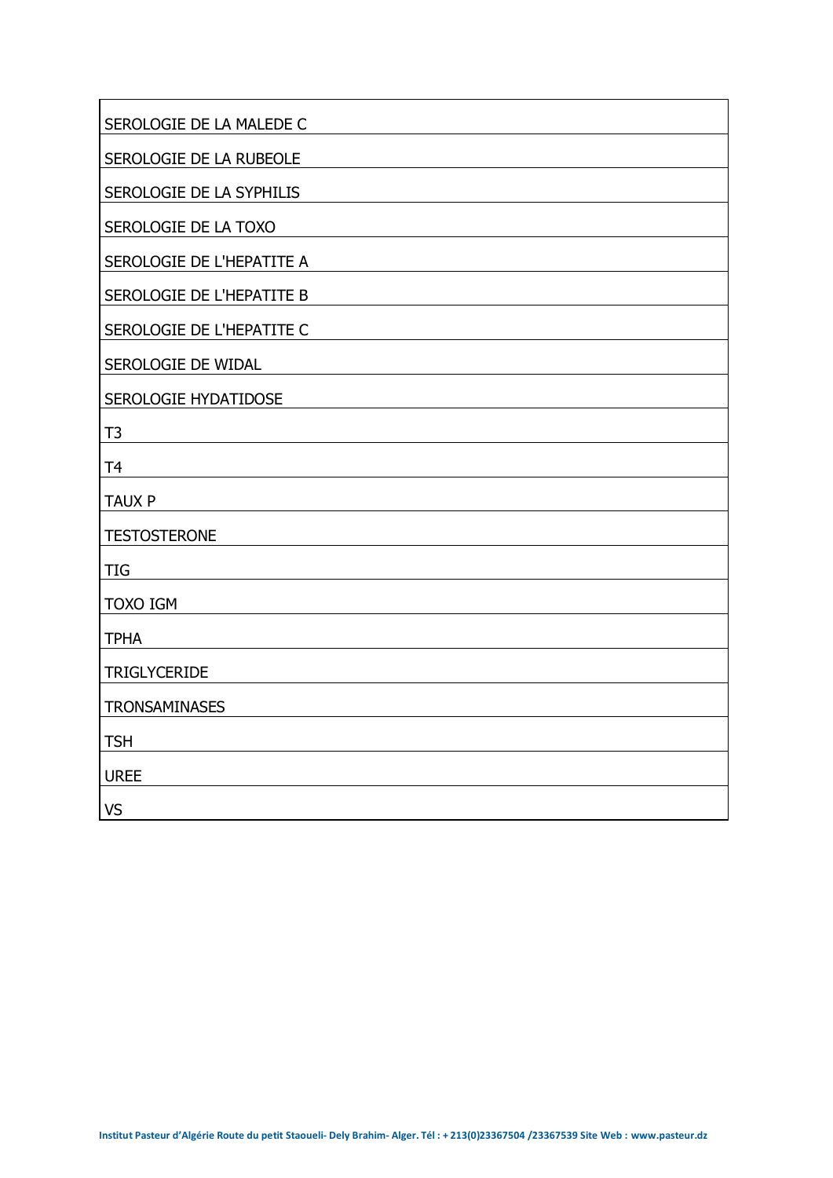| |
|---|
| SEROLOGIE DE LA MALEDE C |
| SEROLOGIE DE LA RUBEOLE |
| SEROLOGIE DE LA SYPHILIS |
| SEROLOGIE DE LA TOXO |
| SEROLOGIE DE L'HEPATITE A |
| SEROLOGIE DE L'HEPATITE B |
| SEROLOGIE DE L'HEPATITE C |
| SEROLOGIE DE WIDAL |
| SEROLOGIE HYDATIDOSE |
| T3 |
| T4 |
| TAUX P |
| TESTOSTERONE |
| TIG |
| TOXO IGM |
| TPHA |
| TRIGLYCERIDE |
| TRONSAMINASES |
| TSH |
| UREE |
| VS |